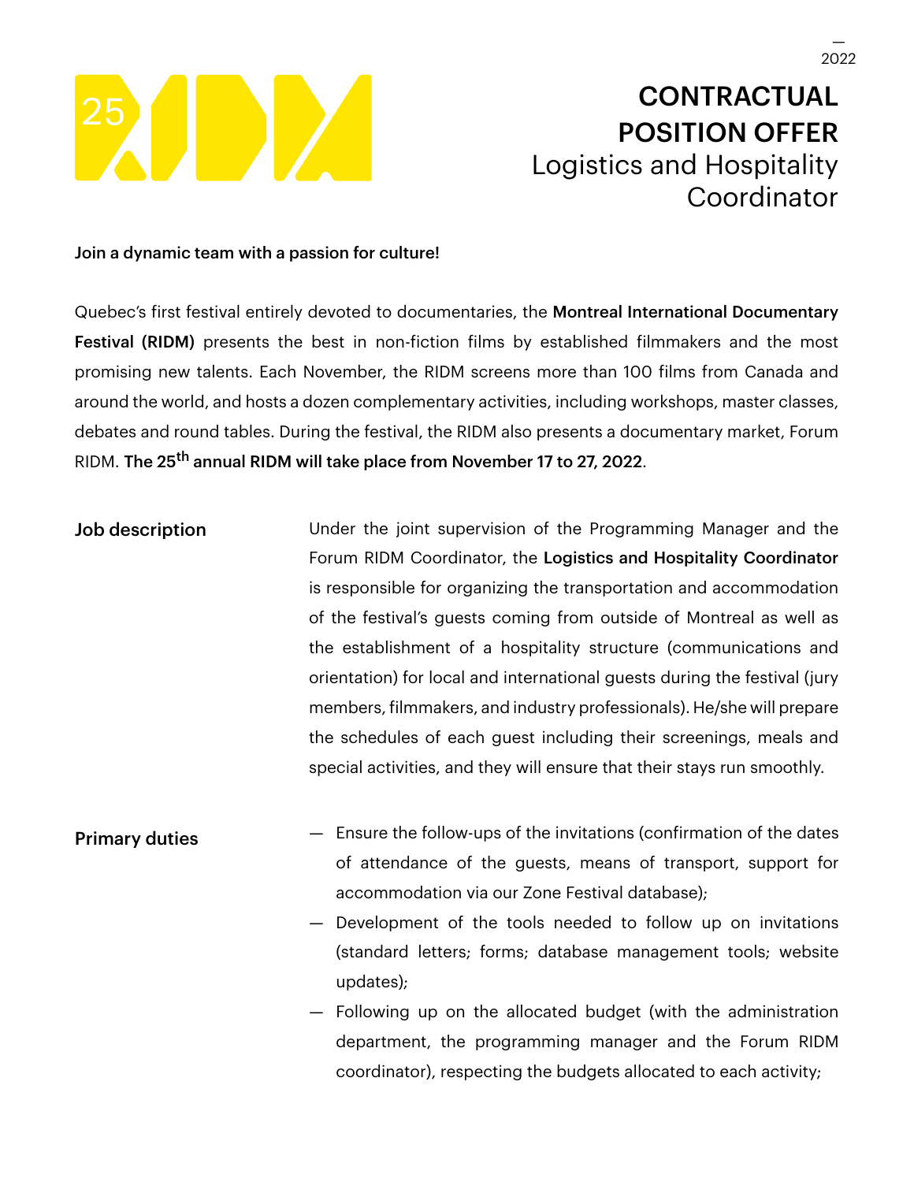— 2022

# CONTRACTUAL POSITION OFFER

## Logistics and Hospitality Coordinator

**Join a dynamic team with a passion for culture!**

Quebec's first festival entirely devoted to documentaries, the **Montreal International Documentary Festival (RIDM)** presents the best in non-fiction films by established filmmakers and the most promising new talents. Each November, the RIDM screens more than 100 films from Canada and around the world, and hosts a dozen complementary activities, including workshops, master classes, debates and round tables. During the festival, the RIDM also presents a documentary market, Forum RIDM. **The 25th annual RIDM will take place from November 17 to 27, 2022**.

### Job description

Under the joint supervision of the Programming Manager and the Forum RIDM Coordinator, the **Logistics and Hospitality Coordinator** is responsible for organizing the transportation and accommodation of the festival's guests coming from outside of Montreal as well as the establishment of a hospitality structure (communications and orientation) for local and international guests during the festival (jury members, filmmakers, and industry professionals). He/she will prepare the schedules of each guest including their screenings, meals and special activities, and they will ensure that their stays run smoothly.

### Primary duties

- Ensure the follow-ups of the invitations (confirmation of the dates of attendance of the guests, means of transport, support for accommodation via our Zone Festival database);
- Development of the tools needed to follow up on invitations (standard letters; forms; database management tools; website updates);
- Following up on the allocated budget (with the administration department, the programming manager and the Forum RIDM coordinator), respecting the budgets allocated to each activity;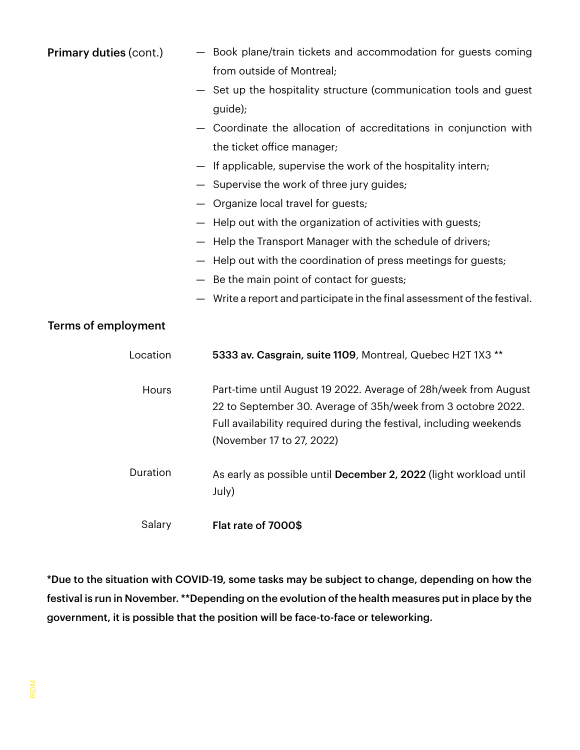**Primary duties** (cont.)

- Book plane/train tickets and accommodation for guests coming from outside of Montreal;
- Set up the hospitality structure (communication tools and guest guide);
- Coordinate the allocation of accreditations in conjunction with the ticket office manager;
- If applicable, supervise the work of the hospitality intern;
- Supervise the work of three jury guides;
- Organize local travel for guests;
- Help out with the organization of activities with guests;
- Help the Transport Manager with the schedule of drivers;
- Help out with the coordination of press meetings for guests;
- Be the main point of contact for guests;
- Write a report and participate in the final assessment of the festival.

## Terms of employment

**Location:** **5333 av. Casgrain, suite 1109**, Montreal, Quebec H2T 1X3 **

**Hours:** Part-time until August 19 2022. Average of 28h/week from August 22 to September 30. Average of 35h/week from 3 octobre 2022. Full availability required during the festival, including weekends (November 17 to 27, 2022)

**Duration:** As early as possible until **December 2, 2022** (light workload until July)

**Salary:** **Flat rate of 7000$**

**\*Due to the situation with COVID-19, some tasks may be subject to change, depending on how the festival is run in November. \*\*Depending on the evolution of the health measures put in place by the government, it is possible that the position will be face-to-face or teleworking.**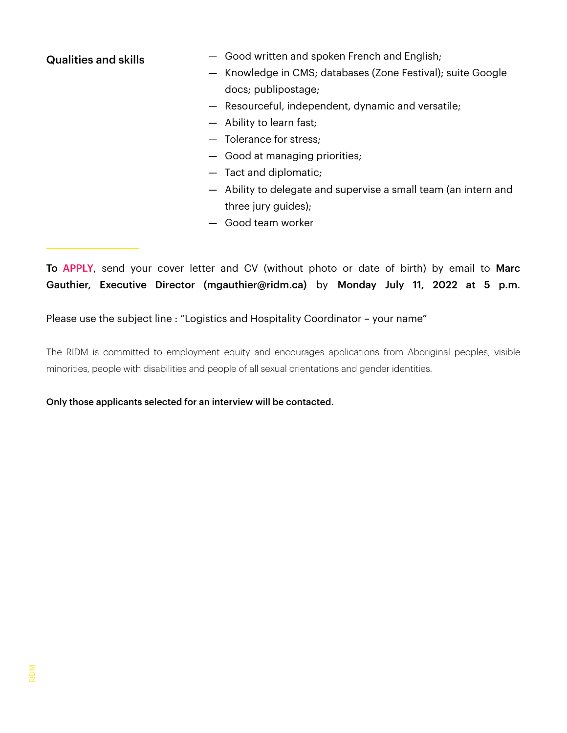**Qualities and skills**

- Good written and spoken French and English;
- Knowledge in CMS; databases (Zone Festival); suite Google docs; publipostage;
- Resourceful, independent, dynamic and versatile;
- Ability to learn fast;
- Tolerance for stress;
- Good at managing priorities;
- Tact and diplomatic;
- Ability to delegate and supervise a small team (an intern and three jury guides);
- Good team worker

**To APPLY**, send your cover letter and CV (without photo or date of birth) by email to **Marc Gauthier, Executive Director (mgauthier@ridm.ca)** by **Monday July 11, 2022 at 5 p.m**.

Please use the subject line : "Logistics and Hospitality Coordinator – your name"

The RIDM is committed to employment equity and encourages applications from Aboriginal peoples, visible minorities, people with disabilities and people of all sexual orientations and gender identities.

**Only those applicants selected for an interview will be contacted.**